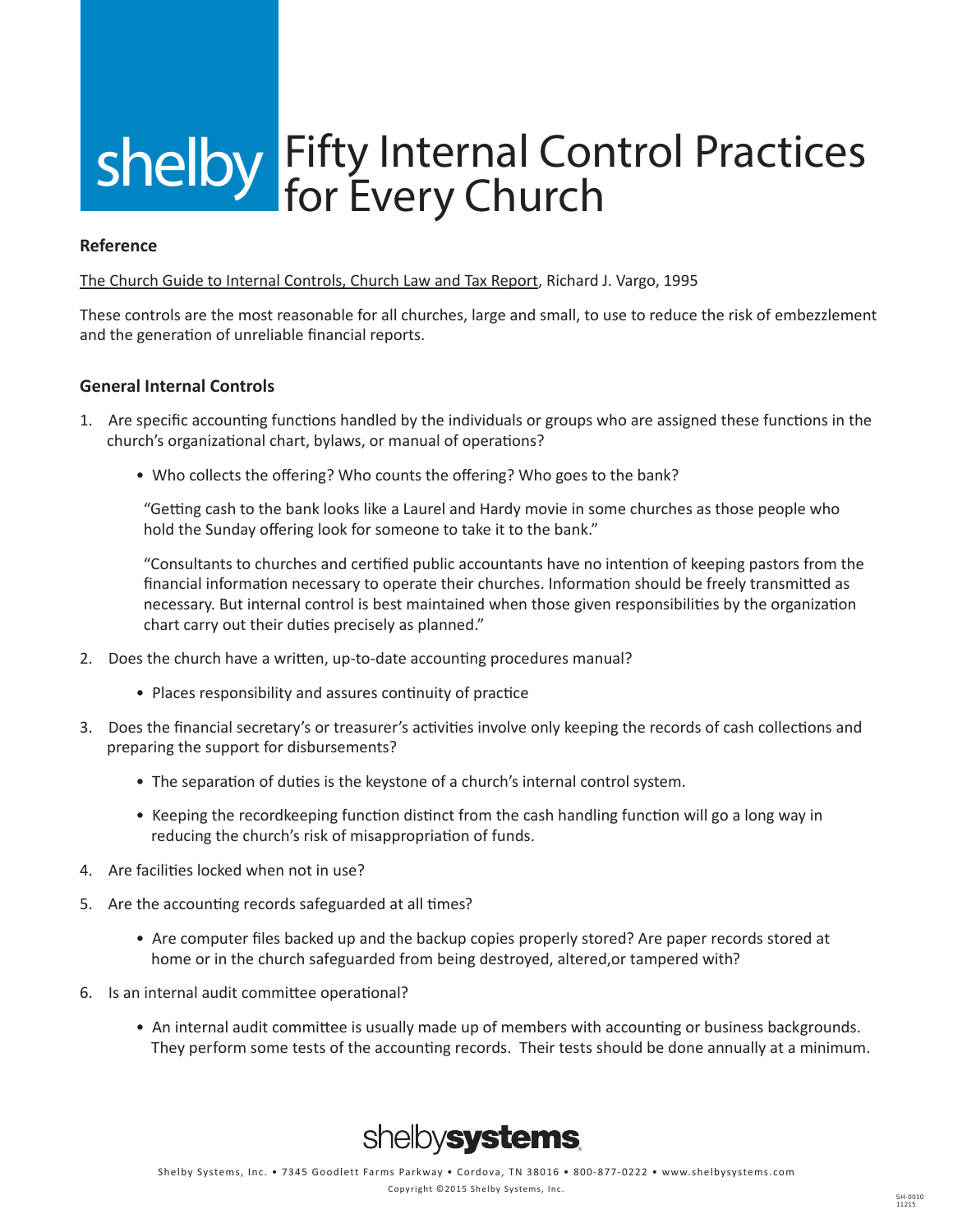# shelby Fifty Internal Control Practices for Every Church

**Reference**

The Church Guide to Internal Controls, Church Law and Tax Report, Richard J. Vargo, 1995

These controls are the most reasonable for all churches, large and small, to use to reduce the risk of embezzlement and the generation of unreliable financial reports.

## General Internal Controls

1. Are specific accounting functions handled by the individuals or groups who are assigned these functions in the church's organizational chart, bylaws, or manual of operations?

    - Who collects the offering? Who counts the offering? Who goes to the bank?

    "Getting cash to the bank looks like a Laurel and Hardy movie in some churches as those people who hold the Sunday offering look for someone to take it to the bank."

    "Consultants to churches and certified public accountants have no intention of keeping pastors from the financial information necessary to operate their churches. Information should be freely transmitted as necessary. But internal control is best maintained when those given responsibilities by the organization chart carry out their duties precisely as planned."

2. Does the church have a written, up-to-date accounting procedures manual?

    - Places responsibility and assures continuity of practice

3. Does the financial secretary's or treasurer's activities involve only keeping the records of cash collections and preparing the support for disbursements?

    - The separation of duties is the keystone of a church's internal control system.
    - Keeping the recordkeeping function distinct from the cash handling function will go a long way in reducing the church's risk of misappropriation of funds.

4. Are facilities locked when not in use?

5. Are the accounting records safeguarded at all times?

    - Are computer files backed up and the backup copies properly stored? Are paper records stored at home or in the church safeguarded from being destroyed, altered,or tampered with?

6. Is an internal audit committee operational?

    - An internal audit committee is usually made up of members with accounting or business backgrounds. They perform some tests of the accounting records. Their tests should be done annually at a minimum.

shelbysystems

Shelby Systems, Inc. • 7345 Goodlett Farms Parkway • Cordova, TN 38016 • 800-877-0222 • www.shelbysystems.com

Copyright ©2015 Shelby Systems, Inc.

SH-0010 11215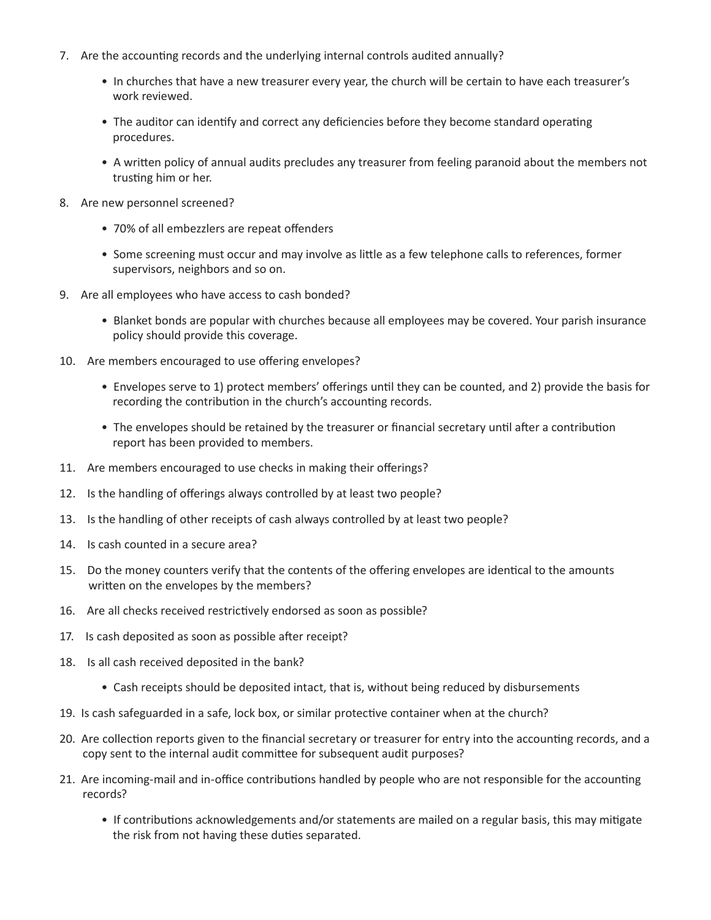7. Are the accounting records and the underlying internal controls audited annually?

    - In churches that have a new treasurer every year, the church will be certain to have each treasurer's work reviewed.
    - The auditor can identify and correct any deficiencies before they become standard operating procedures.
    - A written policy of annual audits precludes any treasurer from feeling paranoid about the members not trusting him or her.

8. Are new personnel screened?

    - 70% of all embezzlers are repeat offenders
    - Some screening must occur and may involve as little as a few telephone calls to references, former supervisors, neighbors and so on.

9. Are all employees who have access to cash bonded?

    - Blanket bonds are popular with churches because all employees may be covered. Your parish insurance policy should provide this coverage.

10. Are members encouraged to use offering envelopes?

    - Envelopes serve to 1) protect members' offerings until they can be counted, and 2) provide the basis for recording the contribution in the church's accounting records.
    - The envelopes should be retained by the treasurer or financial secretary until after a contribution report has been provided to members.

11. Are members encouraged to use checks in making their offerings?
12. Is the handling of offerings always controlled by at least two people?
13. Is the handling of other receipts of cash always controlled by at least two people?
14. Is cash counted in a secure area?
15. Do the money counters verify that the contents of the offering envelopes are identical to the amounts written on the envelopes by the members?
16. Are all checks received restrictively endorsed as soon as possible?
17. Is cash deposited as soon as possible after receipt?
18. Is all cash received deposited in the bank?

    - Cash receipts should be deposited intact, that is, without being reduced by disbursements

19. Is cash safeguarded in a safe, lock box, or similar protective container when at the church?
20. Are collection reports given to the financial secretary or treasurer for entry into the accounting records, and a copy sent to the internal audit committee for subsequent audit purposes?
21. Are incoming-mail and in-office contributions handled by people who are not responsible for the accounting records?

    - If contributions acknowledgements and/or statements are mailed on a regular basis, this may mitigate the risk from not having these duties separated.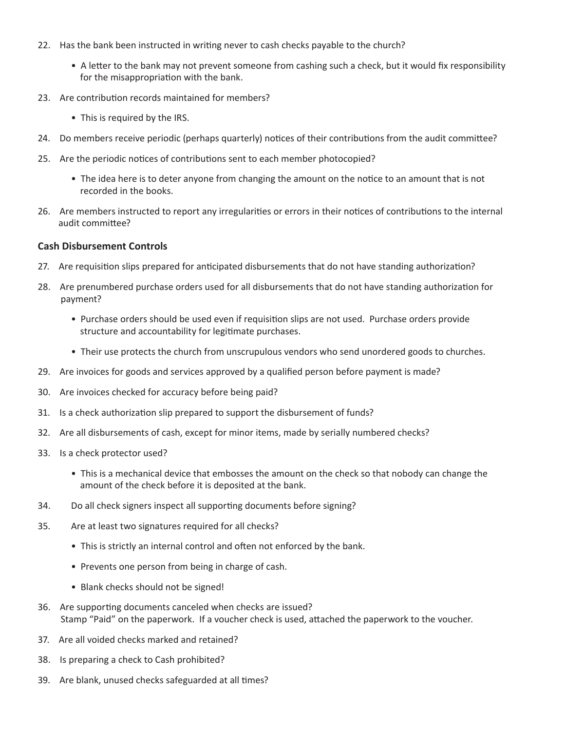22. Has the bank been instructed in writing never to cash checks payable to the church?

    - A letter to the bank may not prevent someone from cashing such a check, but it would fix responsibility for the misappropriation with the bank.

23. Are contribution records maintained for members?

    - This is required by the IRS.

24. Do members receive periodic (perhaps quarterly) notices of their contributions from the audit committee?

25. Are the periodic notices of contributions sent to each member photocopied?

    - The idea here is to deter anyone from changing the amount on the notice to an amount that is not recorded in the books.

26. Are members instructed to report any irregularities or errors in their notices of contributions to the internal audit committee?

### Cash Disbursement Controls

27. Are requisition slips prepared for anticipated disbursements that do not have standing authorization?

28. Are prenumbered purchase orders used for all disbursements that do not have standing authorization for payment?

    - Purchase orders should be used even if requisition slips are not used. Purchase orders provide structure and accountability for legitimate purchases.
    - Their use protects the church from unscrupulous vendors who send unordered goods to churches.

29. Are invoices for goods and services approved by a qualified person before payment is made?

30. Are invoices checked for accuracy before being paid?

31. Is a check authorization slip prepared to support the disbursement of funds?

32. Are all disbursements of cash, except for minor items, made by serially numbered checks?

33. Is a check protector used?

    - This is a mechanical device that embosses the amount on the check so that nobody can change the amount of the check before it is deposited at the bank.

34. Do all check signers inspect all supporting documents before signing?

35. Are at least two signatures required for all checks?

    - This is strictly an internal control and often not enforced by the bank.
    - Prevents one person from being in charge of cash.
    - Blank checks should not be signed!

36. Are supporting documents canceled when checks are issued?
    Stamp "Paid" on the paperwork. If a voucher check is used, attached the paperwork to the voucher.

37. Are all voided checks marked and retained?

38. Is preparing a check to Cash prohibited?

39. Are blank, unused checks safeguarded at all times?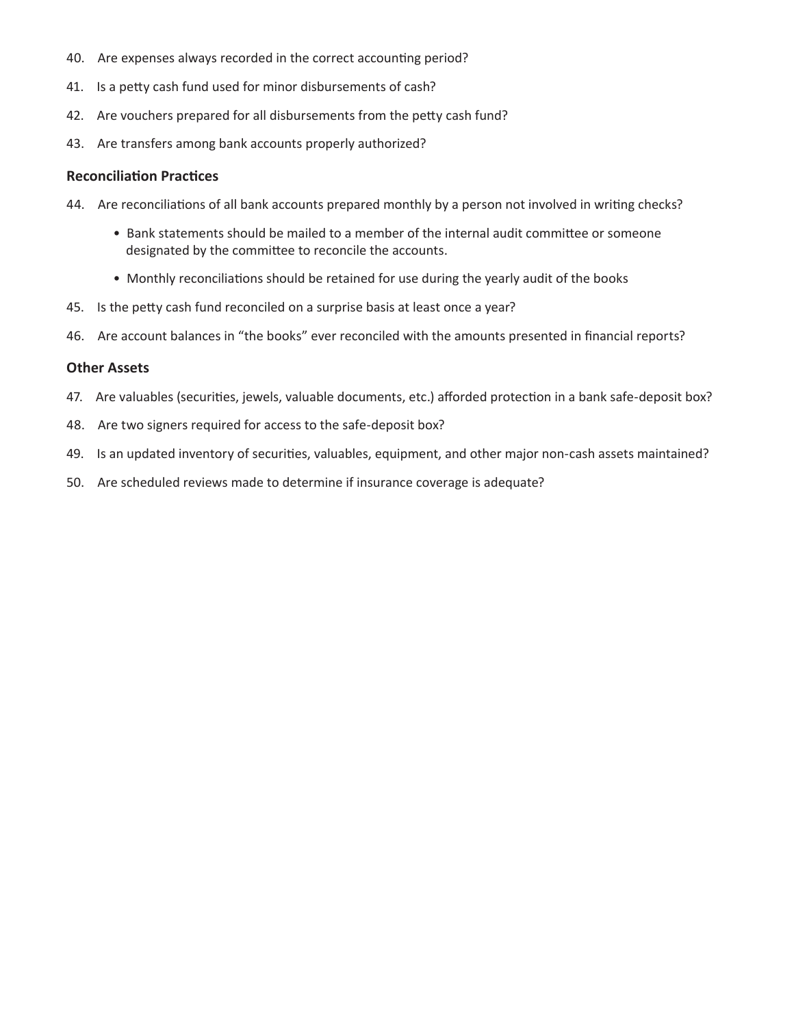40. Are expenses always recorded in the correct accounting period?

41. Is a petty cash fund used for minor disbursements of cash?

42. Are vouchers prepared for all disbursements from the petty cash fund?

43. Are transfers among bank accounts properly authorized?

### Reconciliation Practices

44. Are reconciliations of all bank accounts prepared monthly by a person not involved in writing checks?

    - Bank statements should be mailed to a member of the internal audit committee or someone designated by the committee to reconcile the accounts.
    - Monthly reconciliations should be retained for use during the yearly audit of the books

45. Is the petty cash fund reconciled on a surprise basis at least once a year?

46. Are account balances in "the books" ever reconciled with the amounts presented in financial reports?

### Other Assets

47. Are valuables (securities, jewels, valuable documents, etc.) afforded protection in a bank safe-deposit box?

48. Are two signers required for access to the safe-deposit box?

49. Is an updated inventory of securities, valuables, equipment, and other major non-cash assets maintained?

50. Are scheduled reviews made to determine if insurance coverage is adequate?